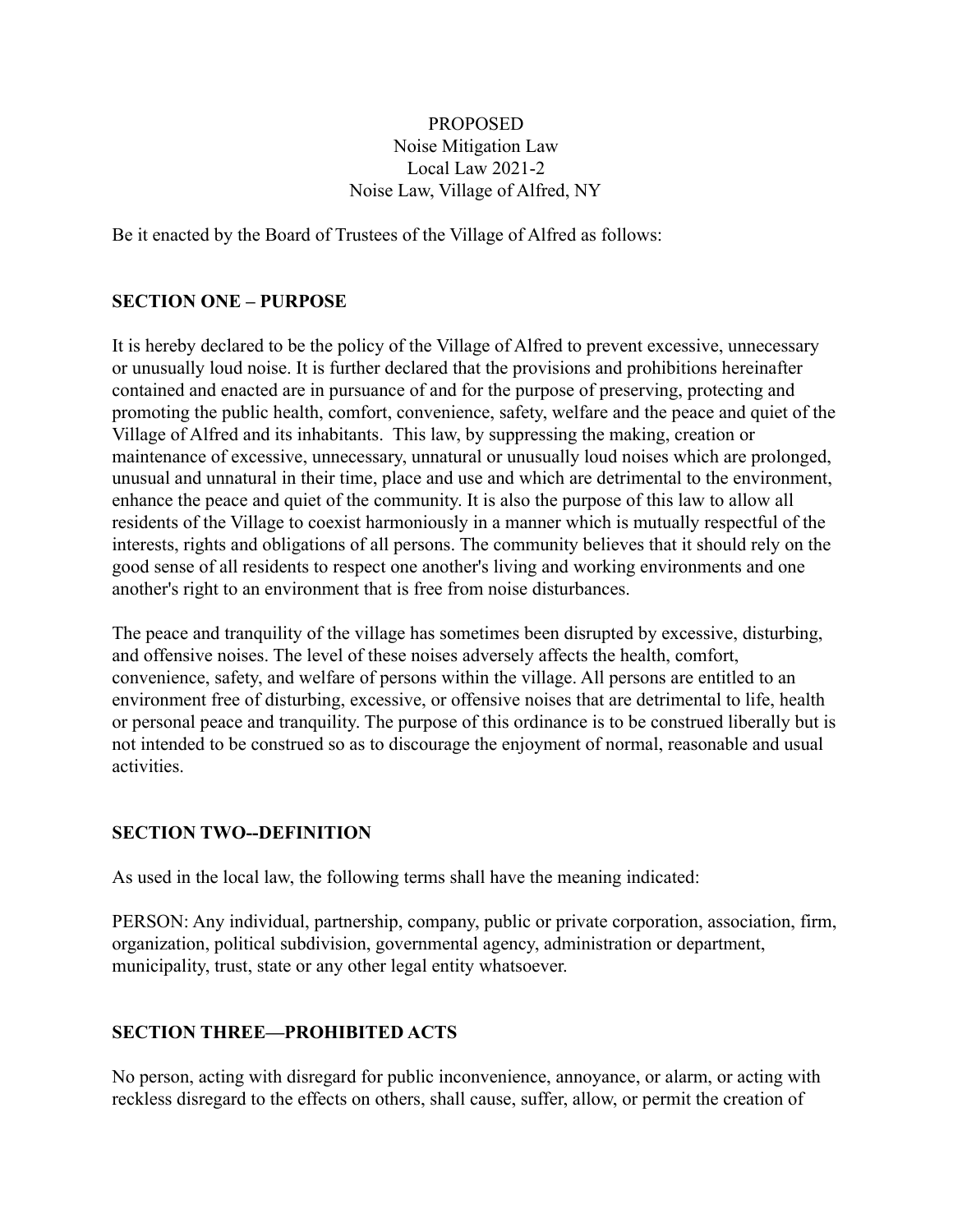PROPOSED
Noise Mitigation Law
Local Law 2021-2
Noise Law, Village of Alfred, NY

Be it enacted by the Board of Trustees of the Village of Alfred as follows:

## SECTION ONE – PURPOSE

It is hereby declared to be the policy of the Village of Alfred to prevent excessive, unnecessary or unusually loud noise. It is further declared that the provisions and prohibitions hereinafter contained and enacted are in pursuance of and for the purpose of preserving, protecting and promoting the public health, comfort, convenience, safety, welfare and the peace and quiet of the Village of Alfred and its inhabitants. This law, by suppressing the making, creation or maintenance of excessive, unnecessary, unnatural or unusually loud noises which are prolonged, unusual and unnatural in their time, place and use and which are detrimental to the environment, enhance the peace and quiet of the community. It is also the purpose of this law to allow all residents of the Village to coexist harmoniously in a manner which is mutually respectful of the interests, rights and obligations of all persons. The community believes that it should rely on the good sense of all residents to respect one another's living and working environments and one another's right to an environment that is free from noise disturbances.

The peace and tranquility of the village has sometimes been disrupted by excessive, disturbing, and offensive noises. The level of these noises adversely affects the health, comfort, convenience, safety, and welfare of persons within the village. All persons are entitled to an environment free of disturbing, excessive, or offensive noises that are detrimental to life, health or personal peace and tranquility. The purpose of this ordinance is to be construed liberally but is not intended to be construed so as to discourage the enjoyment of normal, reasonable and usual activities.

## SECTION TWO--DEFINITION

As used in the local law, the following terms shall have the meaning indicated:

PERSON: Any individual, partnership, company, public or private corporation, association, firm, organization, political subdivision, governmental agency, administration or department, municipality, trust, state or any other legal entity whatsoever.

## SECTION THREE—PROHIBITED ACTS

No person, acting with disregard for public inconvenience, annoyance, or alarm, or acting with reckless disregard to the effects on others, shall cause, suffer, allow, or permit the creation of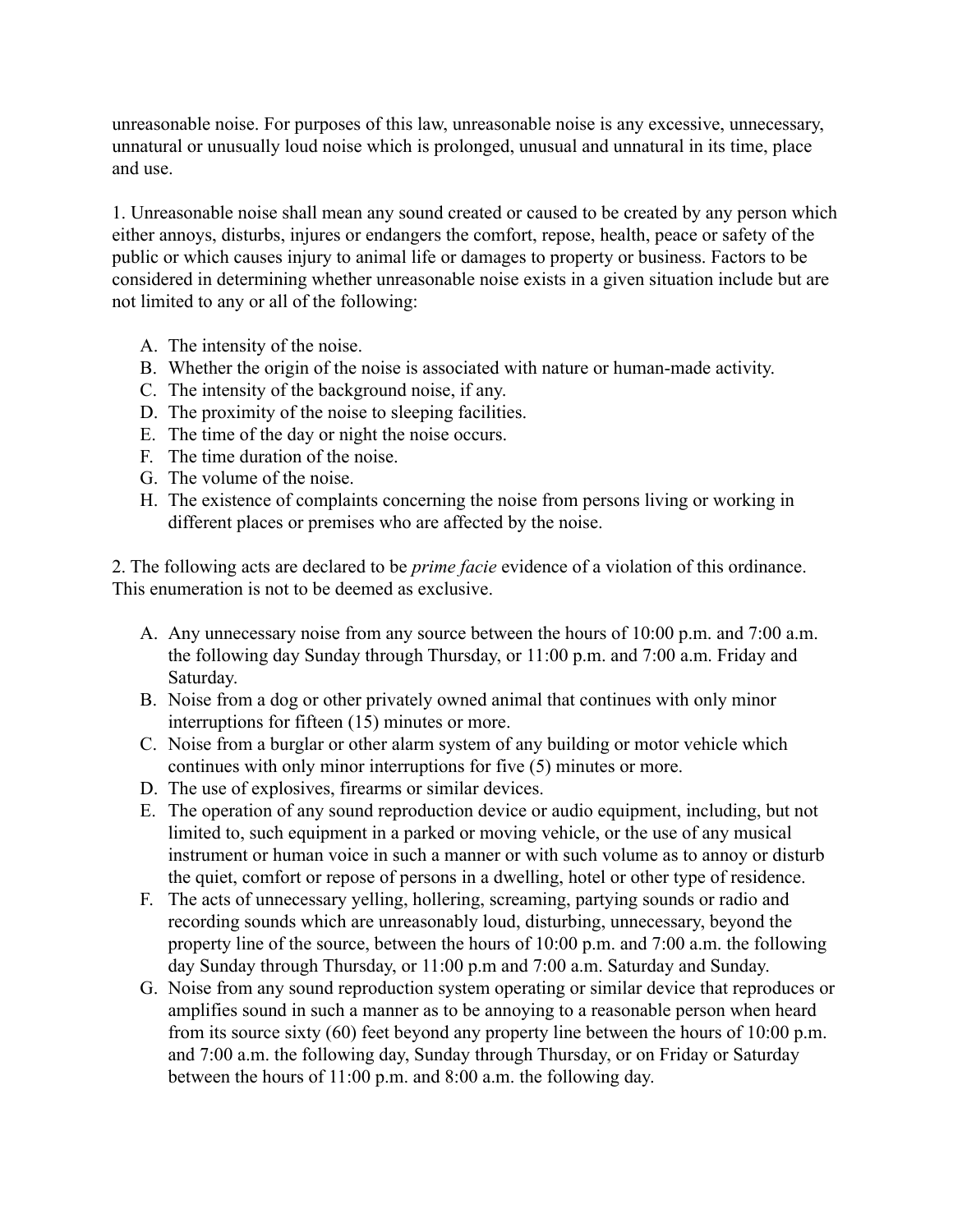unreasonable noise. For purposes of this law, unreasonable noise is any excessive, unnecessary, unnatural or unusually loud noise which is prolonged, unusual and unnatural in its time, place and use.

1. Unreasonable noise shall mean any sound created or caused to be created by any person which either annoys, disturbs, injures or endangers the comfort, repose, health, peace or safety of the public or which causes injury to animal life or damages to property or business. Factors to be considered in determining whether unreasonable noise exists in a given situation include but are not limited to any or all of the following:

A. The intensity of the noise.
B. Whether the origin of the noise is associated with nature or human-made activity.
C. The intensity of the background noise, if any.
D. The proximity of the noise to sleeping facilities.
E. The time of the day or night the noise occurs.
F. The time duration of the noise.
G. The volume of the noise.
H. The existence of complaints concerning the noise from persons living or working in different places or premises who are affected by the noise.

2. The following acts are declared to be *prime facie* evidence of a violation of this ordinance. This enumeration is not to be deemed as exclusive.

A. Any unnecessary noise from any source between the hours of 10:00 p.m. and 7:00 a.m. the following day Sunday through Thursday, or 11:00 p.m. and 7:00 a.m. Friday and Saturday.
B. Noise from a dog or other privately owned animal that continues with only minor interruptions for fifteen (15) minutes or more.
C. Noise from a burglar or other alarm system of any building or motor vehicle which continues with only minor interruptions for five (5) minutes or more.
D. The use of explosives, firearms or similar devices.
E. The operation of any sound reproduction device or audio equipment, including, but not limited to, such equipment in a parked or moving vehicle, or the use of any musical instrument or human voice in such a manner or with such volume as to annoy or disturb the quiet, comfort or repose of persons in a dwelling, hotel or other type of residence.
F. The acts of unnecessary yelling, hollering, screaming, partying sounds or radio and recording sounds which are unreasonably loud, disturbing, unnecessary, beyond the property line of the source, between the hours of 10:00 p.m. and 7:00 a.m. the following day Sunday through Thursday, or 11:00 p.m and 7:00 a.m. Saturday and Sunday.
G. Noise from any sound reproduction system operating or similar device that reproduces or amplifies sound in such a manner as to be annoying to a reasonable person when heard from its source sixty (60) feet beyond any property line between the hours of 10:00 p.m. and 7:00 a.m. the following day, Sunday through Thursday, or on Friday or Saturday between the hours of 11:00 p.m. and 8:00 a.m. the following day.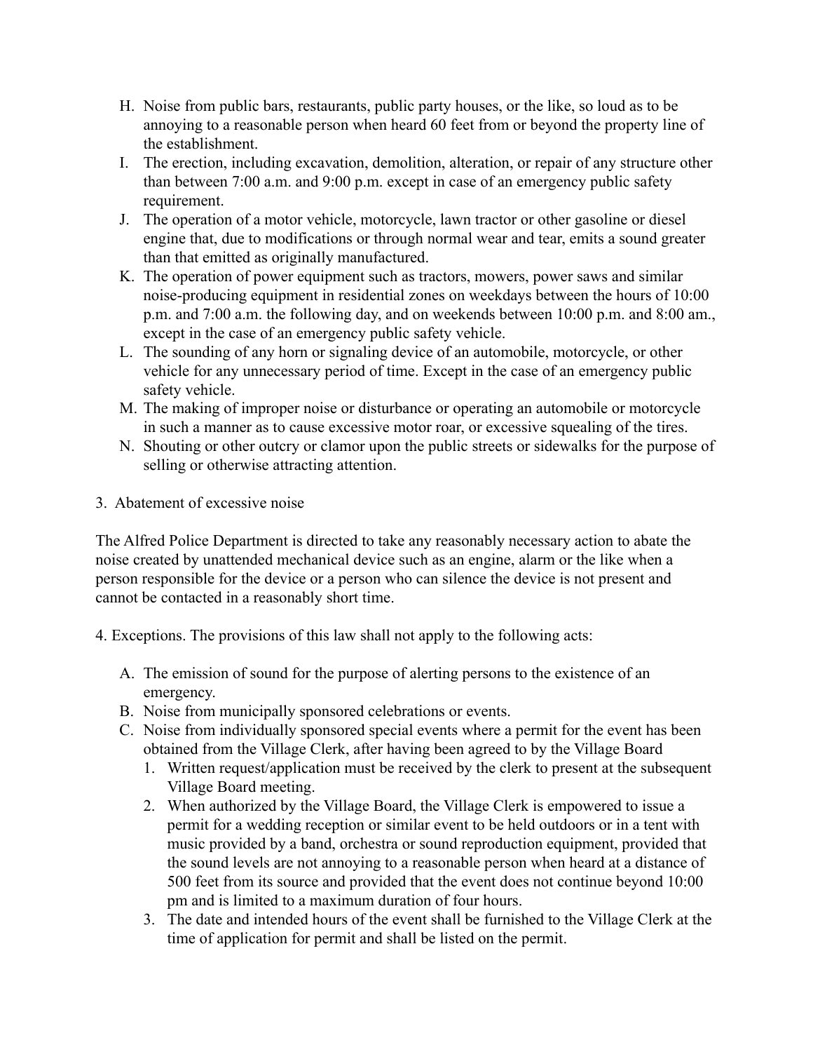H. Noise from public bars, restaurants, public party houses, or the like, so loud as to be annoying to a reasonable person when heard 60 feet from or beyond the property line of the establishment.
I. The erection, including excavation, demolition, alteration, or repair of any structure other than between 7:00 a.m. and 9:00 p.m. except in case of an emergency public safety requirement.
J. The operation of a motor vehicle, motorcycle, lawn tractor or other gasoline or diesel engine that, due to modifications or through normal wear and tear, emits a sound greater than that emitted as originally manufactured.
K. The operation of power equipment such as tractors, mowers, power saws and similar noise-producing equipment in residential zones on weekdays between the hours of 10:00 p.m. and 7:00 a.m. the following day, and on weekends between 10:00 p.m. and 8:00 am., except in the case of an emergency public safety vehicle.
L. The sounding of any horn or signaling device of an automobile, motorcycle, or other vehicle for any unnecessary period of time. Except in the case of an emergency public safety vehicle.
M. The making of improper noise or disturbance or operating an automobile or motorcycle in such a manner as to cause excessive motor roar, or excessive squealing of the tires.
N. Shouting or other outcry or clamor upon the public streets or sidewalks for the purpose of selling or otherwise attracting attention.

3. Abatement of excessive noise

The Alfred Police Department is directed to take any reasonably necessary action to abate the noise created by unattended mechanical device such as an engine, alarm or the like when a person responsible for the device or a person who can silence the device is not present and cannot be contacted in a reasonably short time.

4. Exceptions. The provisions of this law shall not apply to the following acts:

A. The emission of sound for the purpose of alerting persons to the existence of an emergency.
B. Noise from municipally sponsored celebrations or events.
C. Noise from individually sponsored special events where a permit for the event has been obtained from the Village Clerk, after having been agreed to by the Village Board
   1. Written request/application must be received by the clerk to present at the subsequent Village Board meeting.
   2. When authorized by the Village Board, the Village Clerk is empowered to issue a permit for a wedding reception or similar event to be held outdoors or in a tent with music provided by a band, orchestra or sound reproduction equipment, provided that the sound levels are not annoying to a reasonable person when heard at a distance of 500 feet from its source and provided that the event does not continue beyond 10:00 pm and is limited to a maximum duration of four hours.
   3. The date and intended hours of the event shall be furnished to the Village Clerk at the time of application for permit and shall be listed on the permit.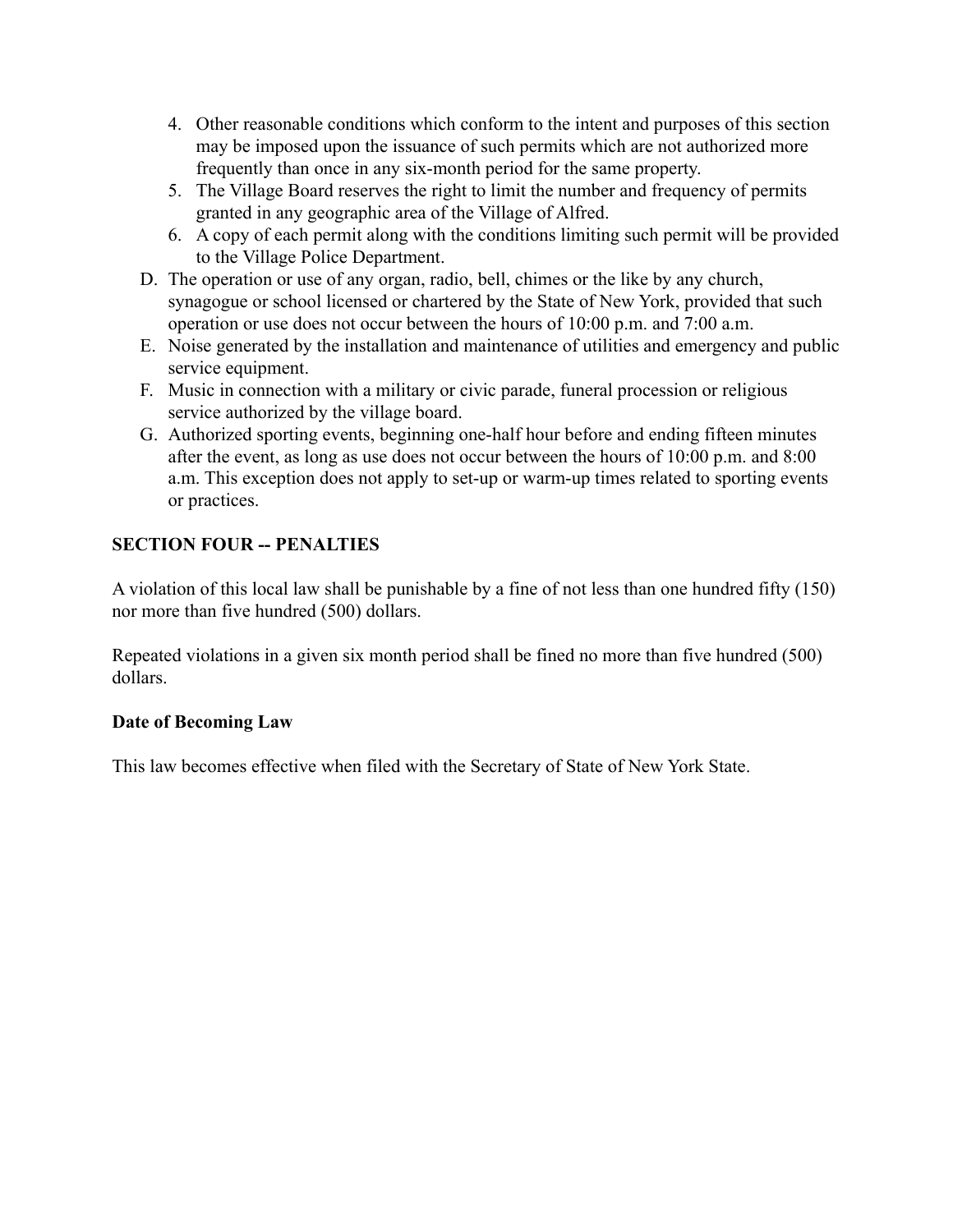4. Other reasonable conditions which conform to the intent and purposes of this section may be imposed upon the issuance of such permits which are not authorized more frequently than once in any six-month period for the same property.
5. The Village Board reserves the right to limit the number and frequency of permits granted in any geographic area of the Village of Alfred.
6. A copy of each permit along with the conditions limiting such permit will be provided to the Village Police Department.

D. The operation or use of any organ, radio, bell, chimes or the like by any church, synagogue or school licensed or chartered by the State of New York, provided that such operation or use does not occur between the hours of 10:00 p.m. and 7:00 a.m.

E. Noise generated by the installation and maintenance of utilities and emergency and public service equipment.

F. Music in connection with a military or civic parade, funeral procession or religious service authorized by the village board.

G. Authorized sporting events, beginning one-half hour before and ending fifteen minutes after the event, as long as use does not occur between the hours of 10:00 p.m. and 8:00 a.m. This exception does not apply to set-up or warm-up times related to sporting events or practices.

**SECTION FOUR -- PENALTIES**

A violation of this local law shall be punishable by a fine of not less than one hundred fifty (150) nor more than five hundred (500) dollars.

Repeated violations in a given six month period shall be fined no more than five hundred (500) dollars.

**Date of Becoming Law**

This law becomes effective when filed with the Secretary of State of New York State.